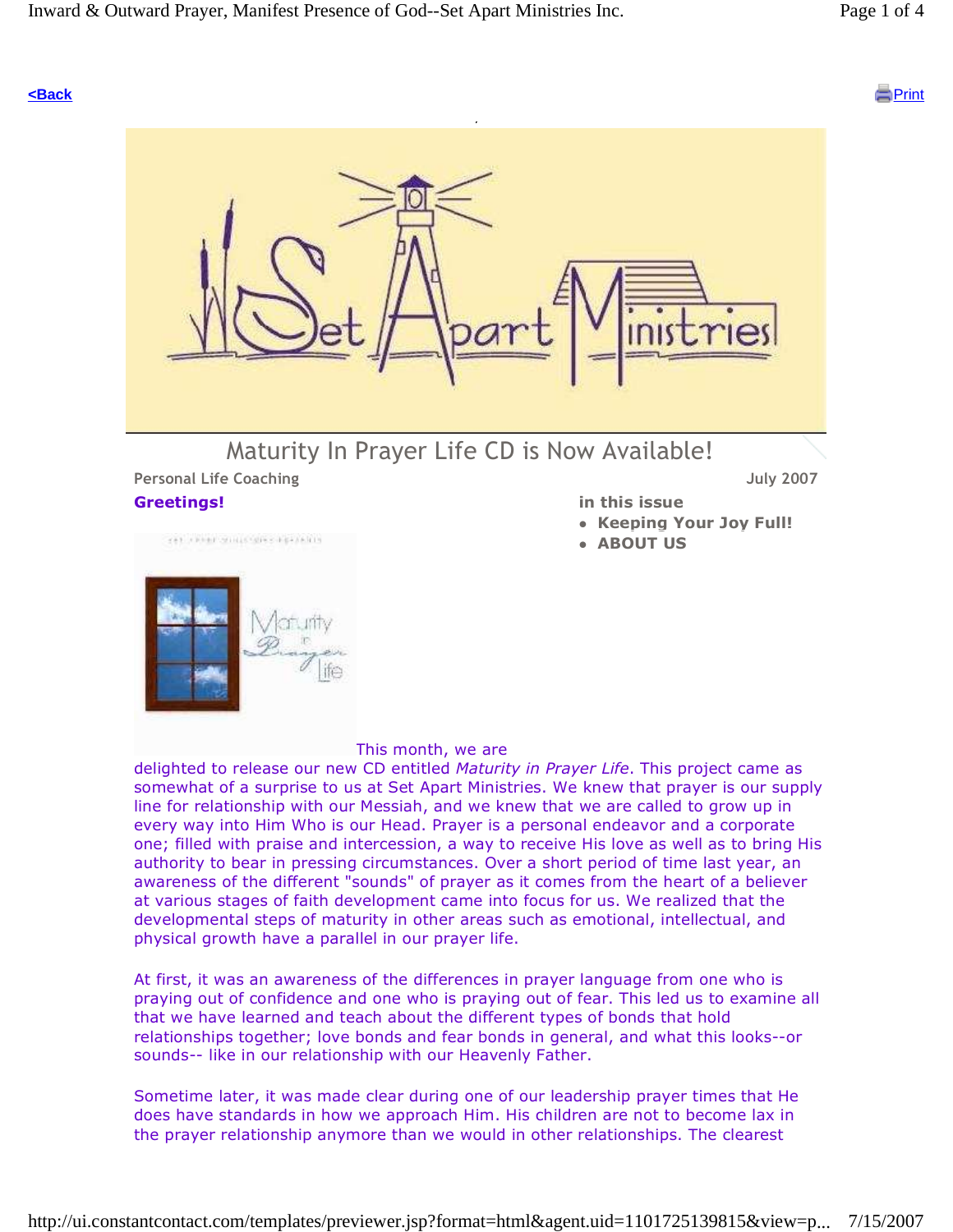<Back

Print

# Maturity In Prayer Life CD is Now Available!

Personal Life Coaching

July 2007

**Greetings!**

**in this issue**

- **Keeping Your Joy Full!**
- **ABOUT US**

This month, we are delighted to release our new CD entitled *Maturity in Prayer Life*. This project came as somewhat of a surprise to us at Set Apart Ministries. We knew that prayer is our supply line for relationship with our Messiah, and we knew that we are called to grow up in every way into Him Who is our Head. Prayer is a personal endeavor and a corporate one; filled with praise and intercession, a way to receive His love as well as to bring His authority to bear in pressing circumstances. Over a short period of time last year, an awareness of the different "sounds" of prayer as it comes from the heart of a believer at various stages of faith development came into focus for us. We realized that the developmental steps of maturity in other areas such as emotional, intellectual, and physical growth have a parallel in our prayer life.

At first, it was an awareness of the differences in prayer language from one who is praying out of confidence and one who is praying out of fear. This led us to examine all that we have learned and teach about the different types of bonds that hold relationships together; love bonds and fear bonds in general, and what this looks--or sounds-- like in our relationship with our Heavenly Father.

Sometime later, it was made clear during one of our leadership prayer times that He does have standards in how we approach Him. His children are not to become lax in the prayer relationship anymore than we would in other relationships. The clearest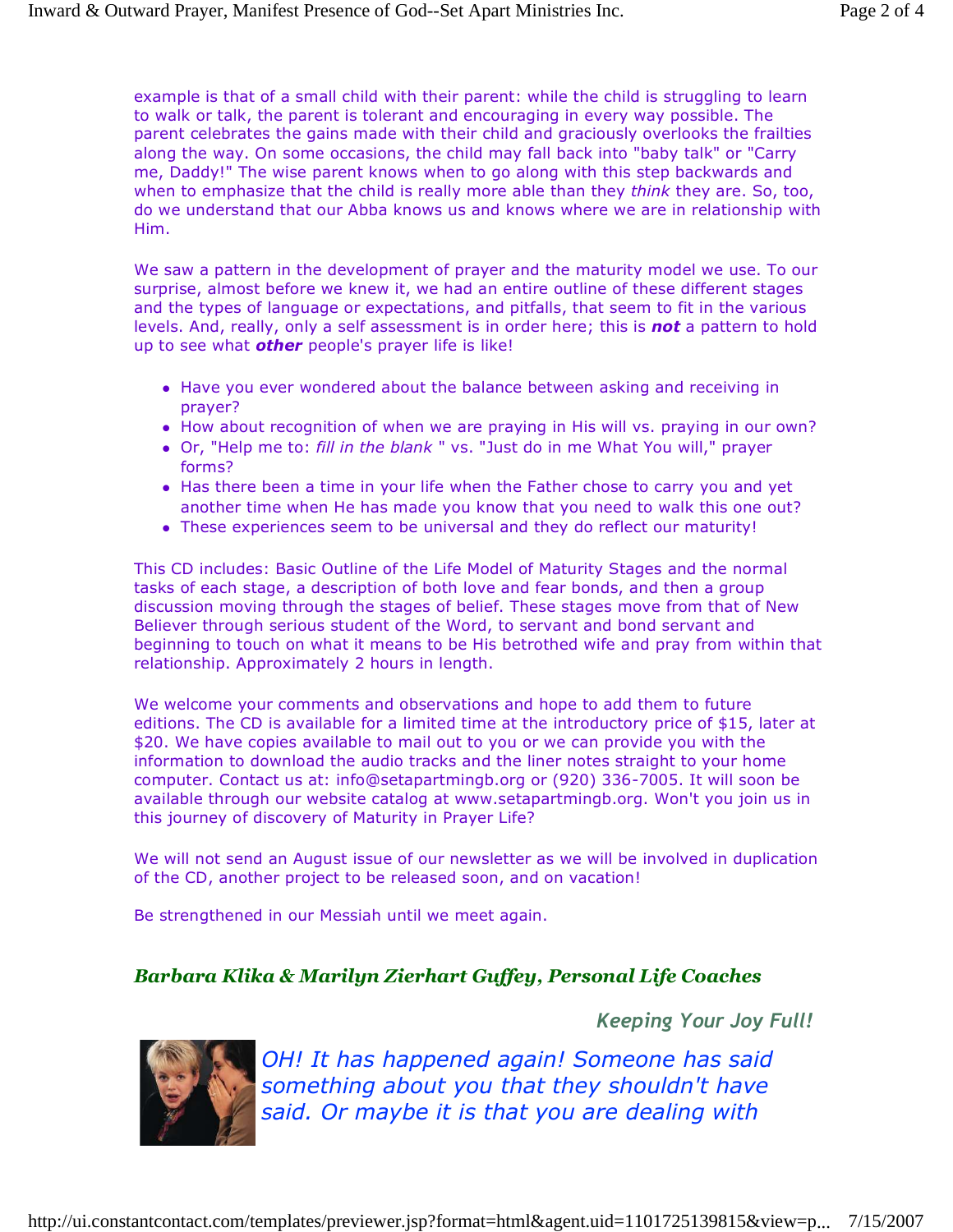example is that of a small child with their parent: while the child is struggling to learn to walk or talk, the parent is tolerant and encouraging in every way possible. The parent celebrates the gains made with their child and graciously overlooks the frailties along the way. On some occasions, the child may fall back into "baby talk" or "Carry me, Daddy!" The wise parent knows when to go along with this step backwards and when to emphasize that the child is really more able than they *think* they are. So, too, do we understand that our Abba knows us and knows where we are in relationship with Him.

We saw a pattern in the development of prayer and the maturity model we use. To our surprise, almost before we knew it, we had an entire outline of these different stages and the types of language or expectations, and pitfalls, that seem to fit in the various levels. And, really, only a self assessment is in order here; this is ***not*** a pattern to hold up to see what ***other*** people's prayer life is like!

- Have you ever wondered about the balance between asking and receiving in prayer?
- How about recognition of when we are praying in His will vs. praying in our own?
- Or, "Help me to: *fill in the blank* " vs. "Just do in me What You will," prayer forms?
- Has there been a time in your life when the Father chose to carry you and yet another time when He has made you know that you need to walk this one out?
- These experiences seem to be universal and they do reflect our maturity!

This CD includes: Basic Outline of the Life Model of Maturity Stages and the normal tasks of each stage, a description of both love and fear bonds, and then a group discussion moving through the stages of belief. These stages move from that of New Believer through serious student of the Word, to servant and bond servant and beginning to touch on what it means to be His betrothed wife and pray from within that relationship. Approximately 2 hours in length.

We welcome your comments and observations and hope to add them to future editions. The CD is available for a limited time at the introductory price of $15, later at $20. We have copies available to mail out to you or we can provide you with the information to download the audio tracks and the liner notes straight to your home computer. Contact us at: info@setapartmingb.org or (920) 336-7005. It will soon be available through our website catalog at www.setapartmingb.org. Won't you join us in this journey of discovery of Maturity in Prayer Life?

We will not send an August issue of our newsletter as we will be involved in duplication of the CD, another project to be released soon, and on vacation!

Be strengthened in our Messiah until we meet again.

***Barbara Klika & Marilyn Zierhart Guffey, Personal Life Coaches***

### *Keeping Your Joy Full!*

*OH! It has happened again! Someone has said something about you that they shouldn't have said. Or maybe it is that you are dealing with*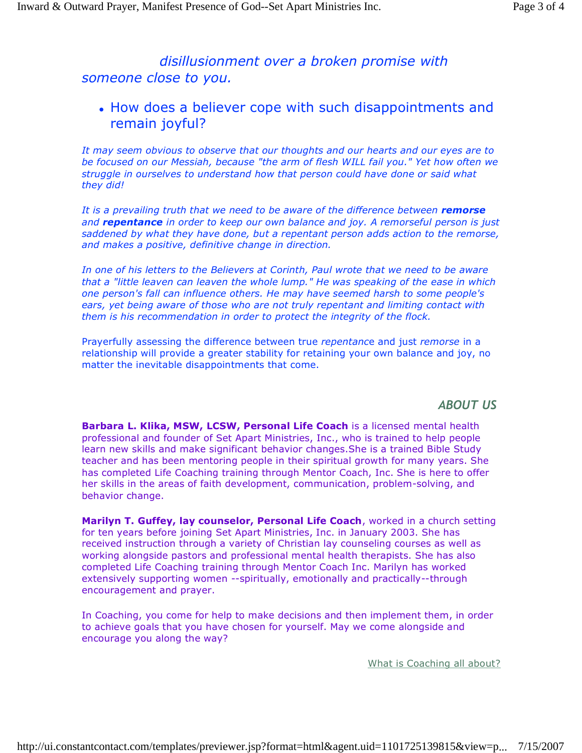*disillusionment over a broken promise with someone close to you.*

- How does a believer cope with such disappointments and remain joyful?

*It may seem obvious to observe that our thoughts and our hearts and our eyes are to be focused on our Messiah, because "the arm of flesh WILL fail you." Yet how often we struggle in ourselves to understand how that person could have done or said what they did!*

*It is a prevailing truth that we need to be aware of the difference between* ***remorse*** *and* ***repentance*** *in order to keep our own balance and joy. A remorseful person is just saddened by what they have done, but a repentant person adds action to the remorse, and makes a positive, definitive change in direction.*

*In one of his letters to the Believers at Corinth, Paul wrote that we need to be aware that a "little leaven can leaven the whole lump." He was speaking of the ease in which one person's fall can influence others. He may have seemed harsh to some people's ears, yet being aware of those who are not truly repentant and limiting contact with them is his recommendation in order to protect the integrity of the flock.*

Prayerfully assessing the difference between true *repentance* and just *remorse* in a relationship will provide a greater stability for retaining your own balance and joy, no matter the inevitable disappointments that come.

## ABOUT US

**Barbara L. Klika, MSW, LCSW, Personal Life Coach** is a licensed mental health professional and founder of Set Apart Ministries, Inc., who is trained to help people learn new skills and make significant behavior changes.She is a trained Bible Study teacher and has been mentoring people in their spiritual growth for many years. She has completed Life Coaching training through Mentor Coach, Inc. She is here to offer her skills in the areas of faith development, communication, problem-solving, and behavior change.

**Marilyn T. Guffey, lay counselor, Personal Life Coach**, worked in a church setting for ten years before joining Set Apart Ministries, Inc. in January 2003. She has received instruction through a variety of Christian lay counseling courses as well as working alongside pastors and professional mental health therapists. She has also completed Life Coaching training through Mentor Coach Inc. Marilyn has worked extensively supporting women --spiritually, emotionally and practically--through encouragement and prayer.

In Coaching, you come for help to make decisions and then implement them, in order to achieve goals that you have chosen for yourself. May we come alongside and encourage you along the way?

What is Coaching all about?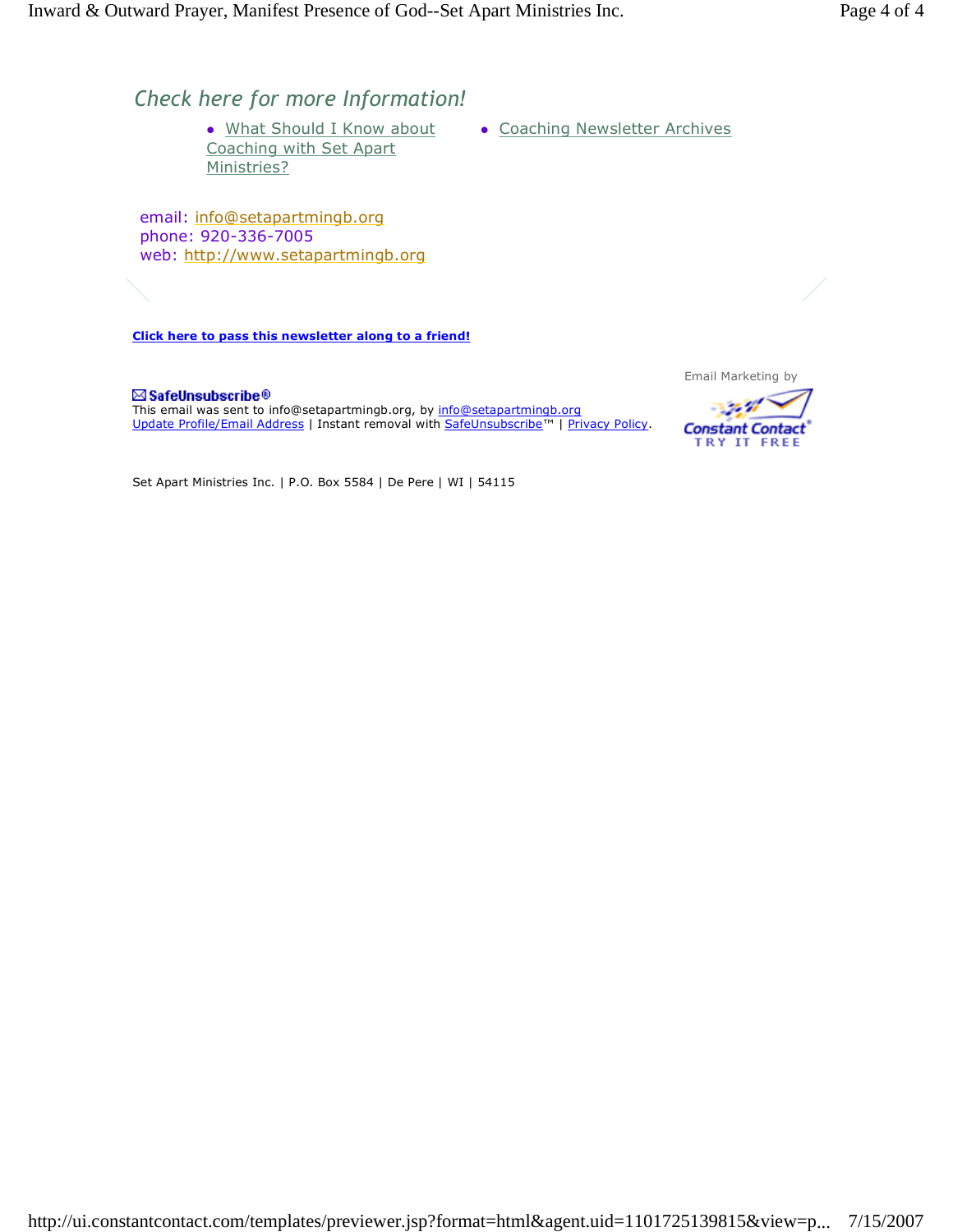## *Check here for more Information!*

- What Should I Know about Coaching with Set Apart Ministries?
- Coaching Newsletter Archives

email: info@setapartmingb.org
phone: 920-336-7005
web: http://www.setapartmingb.org

**Click here to pass this newsletter along to a friend!**

**SafeUnsubscribe®**
This email was sent to info@setapartmingb.org, by info@setapartmingb.org
Update Profile/Email Address | Instant removal with SafeUnsubscribe™ | Privacy Policy.

Email Marketing by

Constant Contact®
TRY IT FREE

Set Apart Ministries Inc. | P.O. Box 5584 | De Pere | WI | 54115